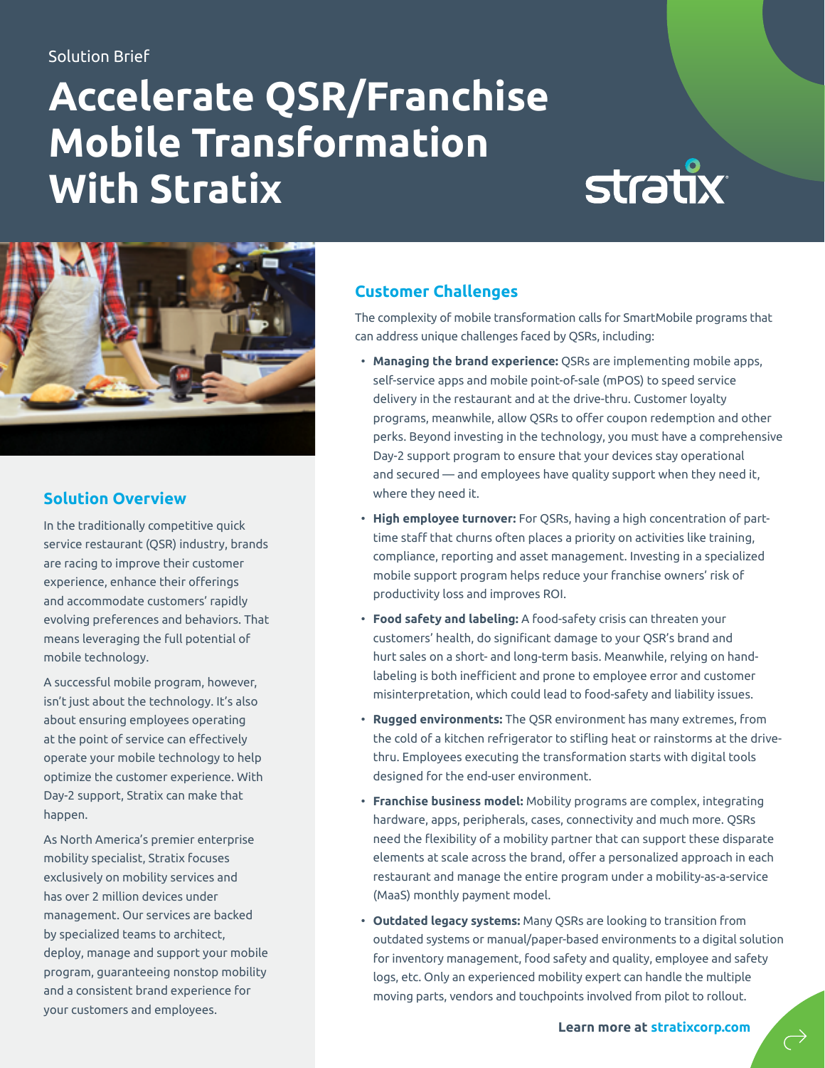Solution Brief

# Accelerate QSR/Franchise Mobile Transformation With Stratix

## Solution Overview

In the traditionally competitive quick service restaurant (QSR) industry, brands are racing to improve their customer experience, enhance their offerings and accommodate customers' rapidly evolving preferences and behaviors. That means leveraging the full potential of mobile technology.

A successful mobile program, however, isn't just about the technology. It's also about ensuring employees operating at the point of service can effectively operate your mobile technology to help optimize the customer experience. With Day-2 support, Stratix can make that happen.

As North America's premier enterprise mobility specialist, Stratix focuses exclusively on mobility services and has over 2 million devices under management. Our services are backed by specialized teams to architect, deploy, manage and support your mobile program, guaranteeing nonstop mobility and a consistent brand experience for your customers and employees.

## Customer Challenges

The complexity of mobile transformation calls for SmartMobile programs that can address unique challenges faced by QSRs, including:

- **Managing the brand experience:** QSRs are implementing mobile apps, self-service apps and mobile point-of-sale (mPOS) to speed service delivery in the restaurant and at the drive-thru. Customer loyalty programs, meanwhile, allow QSRs to offer coupon redemption and other perks. Beyond investing in the technology, you must have a comprehensive Day-2 support program to ensure that your devices stay operational and secured — and employees have quality support when they need it, where they need it.
- **High employee turnover:** For QSRs, having a high concentration of part-time staff that churns often places a priority on activities like training, compliance, reporting and asset management. Investing in a specialized mobile support program helps reduce your franchise owners' risk of productivity loss and improves ROI.
- **Food safety and labeling:** A food-safety crisis can threaten your customers' health, do significant damage to your QSR's brand and hurt sales on a short- and long-term basis. Meanwhile, relying on hand-labeling is both inefficient and prone to employee error and customer misinterpretation, which could lead to food-safety and liability issues.
- **Rugged environments:** The QSR environment has many extremes, from the cold of a kitchen refrigerator to stifling heat or rainstorms at the drive-thru. Employees executing the transformation starts with digital tools designed for the end-user environment.
- **Franchise business model:** Mobility programs are complex, integrating hardware, apps, peripherals, cases, connectivity and much more. QSRs need the flexibility of a mobility partner that can support these disparate elements at scale across the brand, offer a personalized approach in each restaurant and manage the entire program under a mobility-as-a-service (MaaS) monthly payment model.
- **Outdated legacy systems:** Many QSRs are looking to transition from outdated systems or manual/paper-based environments to a digital solution for inventory management, food safety and quality, employee and safety logs, etc. Only an experienced mobility expert can handle the multiple moving parts, vendors and touchpoints involved from pilot to rollout.

**Learn more at stratixcorp.com**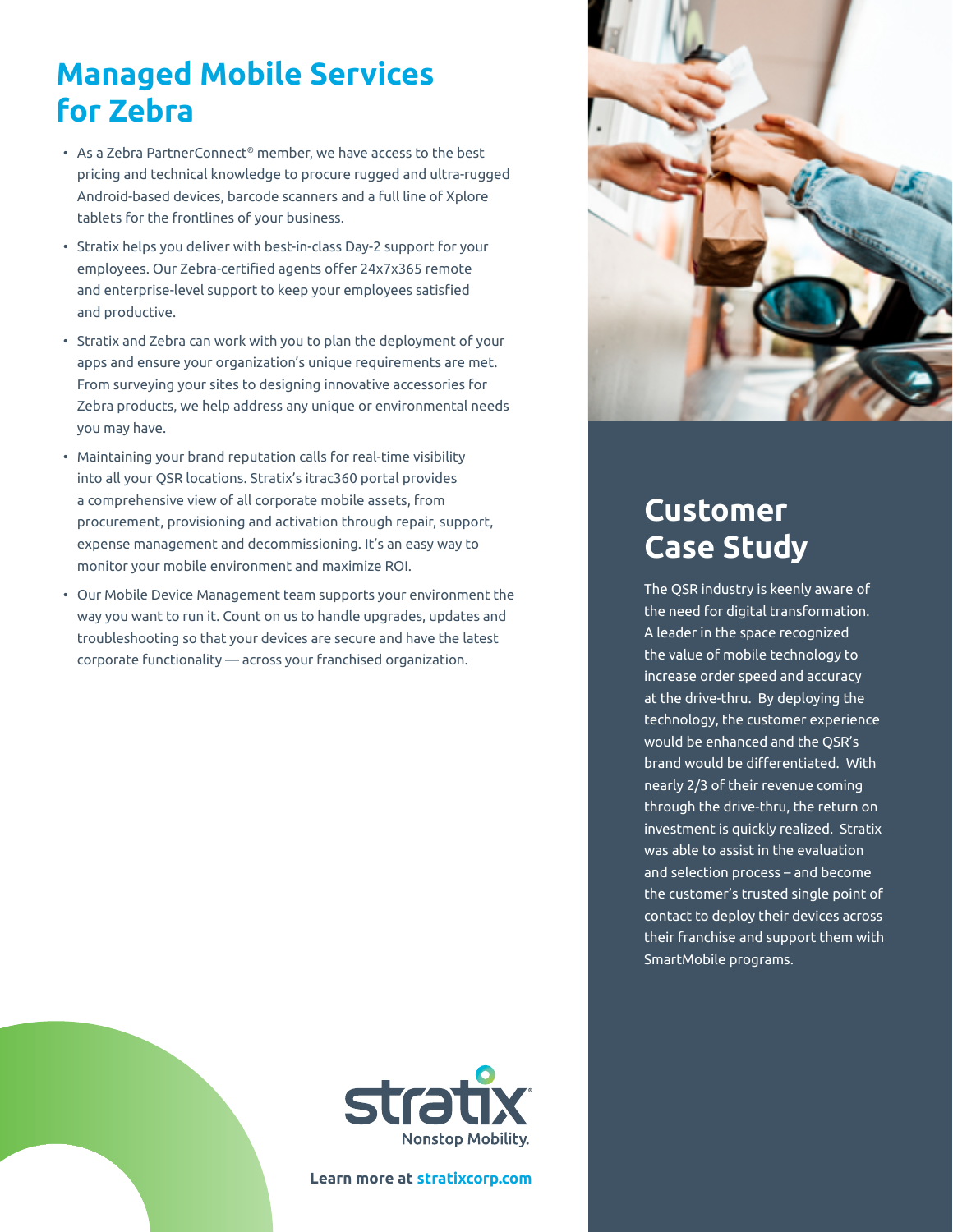# Managed Mobile Services for Zebra

- As a Zebra PartnerConnect® member, we have access to the best pricing and technical knowledge to procure rugged and ultra-rugged Android-based devices, barcode scanners and a full line of Xplore tablets for the frontlines of your business.
- Stratix helps you deliver with best-in-class Day-2 support for your employees. Our Zebra-certified agents offer 24x7x365 remote and enterprise-level support to keep your employees satisfied and productive.
- Stratix and Zebra can work with you to plan the deployment of your apps and ensure your organization's unique requirements are met. From surveying your sites to designing innovative accessories for Zebra products, we help address any unique or environmental needs you may have.
- Maintaining your brand reputation calls for real-time visibility into all your QSR locations. Stratix's itrac360 portal provides a comprehensive view of all corporate mobile assets, from procurement, provisioning and activation through repair, support, expense management and decommissioning. It's an easy way to monitor your mobile environment and maximize ROI.
- Our Mobile Device Management team supports your environment the way you want to run it. Count on us to handle upgrades, updates and troubleshooting so that your devices are secure and have the latest corporate functionality — across your franchised organization.

## Customer Case Study

The QSR industry is keenly aware of the need for digital transformation. A leader in the space recognized the value of mobile technology to increase order speed and accuracy at the drive-thru. By deploying the technology, the customer experience would be enhanced and the QSR's brand would be differentiated. With nearly 2/3 of their revenue coming through the drive-thru, the return on investment is quickly realized. Stratix was able to assist in the evaluation and selection process – and become the customer's trusted single point of contact to deploy their devices across their franchise and support them with SmartMobile programs.

stratix

Nonstop Mobility.

**Learn more at stratixcorp.com**